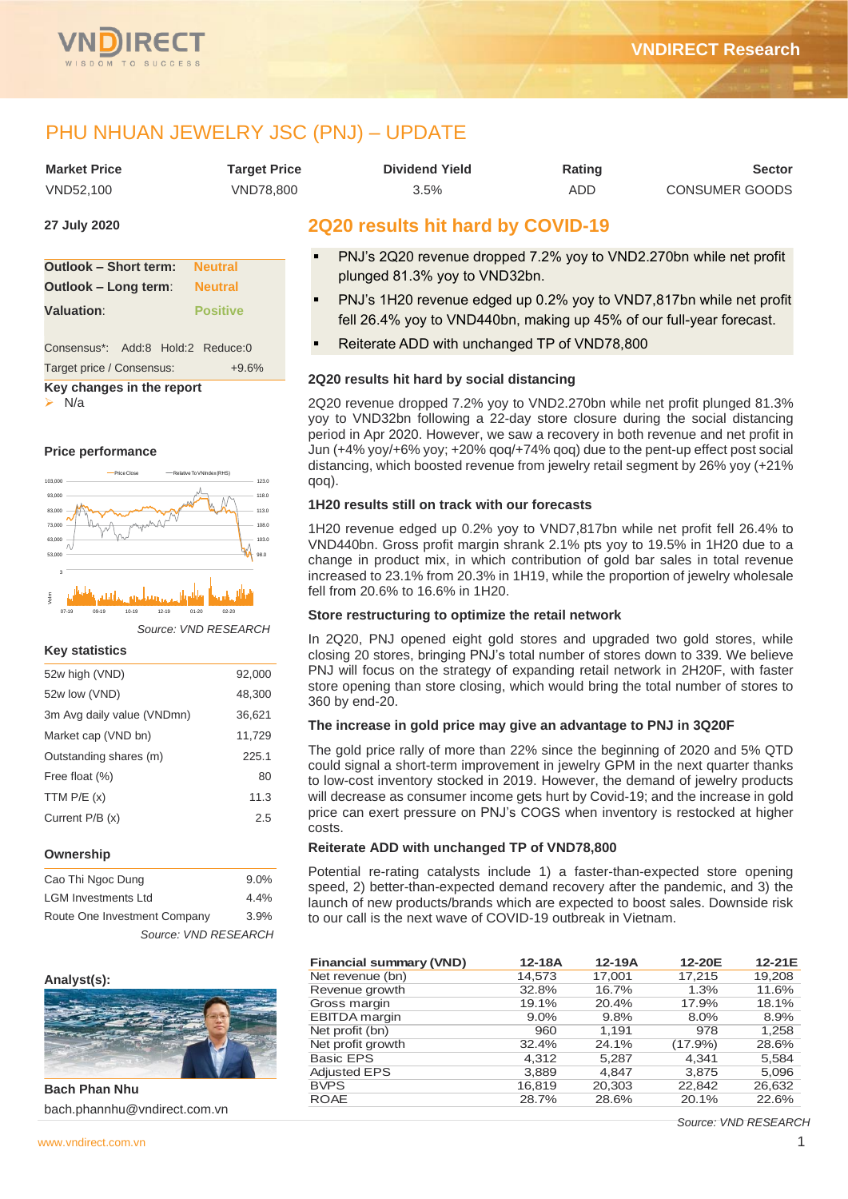# PHU NHUAN JEWELRY JSC (PNJ) – UPDATE

| Market Price | Target Price | Dividend Yield | Rating | Sector |
|---|---|---|---|---|
| VND52,100 | VND78,800 | 3.5% | ADD | CONSUMER GOODS |

**27 July 2020**

| | |
|---|---|
| **Outlook – Short term:** | Neutral |
| **Outlook – Long term:** | Neutral |
| **Valuation:** | Positive |

Consensus*: Add:8 Hold:2 Reduce:0

Target price / Consensus: +9.6%

**Key changes in the report**

- N/a

**Price performance**

*Source: VND RESEARCH*

**Key statistics**

| | |
|---|---|
| 52w high (VND) | 92,000 |
| 52w low (VND) | 48,300 |
| 3m Avg daily value (VNDmn) | 36,621 |
| Market cap (VND bn) | 11,729 |
| Outstanding shares (m) | 225.1 |
| Free float (%) | 80 |
| TTM P/E (x) | 11.3 |
| Current P/B (x) | 2.5 |

**Ownership**

| | |
|---|---|
| Cao Thi Ngoc Dung | 9.0% |
| LGM Investments Ltd | 4.4% |
| Route One Investment Company | 3.9% |

*Source: VND RESEARCH*

**Analyst(s):**

**Bach Phan Nhu**

bach.phannhu@vndirect.com.vn

## 2Q20 results hit hard by COVID-19

- PNJ's 2Q20 revenue dropped 7.2% yoy to VND2.270bn while net profit plunged 81.3% yoy to VND32bn.
- PNJ's 1H20 revenue edged up 0.2% yoy to VND7,817bn while net profit fell 26.4% yoy to VND440bn, making up 45% of our full-year forecast.
- Reiterate ADD with unchanged TP of VND78,800

### 2Q20 results hit hard by social distancing

2Q20 revenue dropped 7.2% yoy to VND2.270bn while net profit plunged 81.3% yoy to VND32bn following a 22-day store closure during the social distancing period in Apr 2020. However, we saw a recovery in both revenue and net profit in Jun (+4% yoy/+6% yoy; +20% qoq/+74% qoq) due to the pent-up effect post social distancing, which boosted revenue from jewelry retail segment by 26% yoy (+21% qoq).

### 1H20 results still on track with our forecasts

1H20 revenue edged up 0.2% yoy to VND7,817bn while net profit fell 26.4% to VND440bn. Gross profit margin shrank 2.1% pts yoy to 19.5% in 1H20 due to a change in product mix, in which contribution of gold bar sales in total revenue increased to 23.1% from 20.3% in 1H19, while the proportion of jewelry wholesale fell from 20.6% to 16.6% in 1H20.

### Store restructuring to optimize the retail network

In 2Q20, PNJ opened eight gold stores and upgraded two gold stores, while closing 20 stores, bringing PNJ's total number of stores down to 339. We believe PNJ will focus on the strategy of expanding retail network in 2H20F, with faster store opening than store closing, which would bring the total number of stores to 360 by end-20.

### The increase in gold price may give an advantage to PNJ in 3Q20F

The gold price rally of more than 22% since the beginning of 2020 and 5% QTD could signal a short-term improvement in jewelry GPM in the next quarter thanks to low-cost inventory stocked in 2019. However, the demand of jewelry products will decrease as consumer income gets hurt by Covid-19; and the increase in gold price can exert pressure on PNJ's COGS when inventory is restocked at higher costs.

### Reiterate ADD with unchanged TP of VND78,800

Potential re-rating catalysts include 1) a faster-than-expected store opening speed, 2) better-than-expected demand recovery after the pandemic, and 3) the launch of new products/brands which are expected to boost sales. Downside risk to our call is the next wave of COVID-19 outbreak in Vietnam.

| Financial summary (VND) | 12-18A | 12-19A | 12-20E | 12-21E |
|---|---|---|---|---|
| Net revenue (bn) | 14,573 | 17,001 | 17,215 | 19,208 |
| Revenue growth | 32.8% | 16.7% | 1.3% | 11.6% |
| Gross margin | 19.1% | 20.4% | 17.9% | 18.1% |
| EBITDA margin | 9.0% | 9.8% | 8.0% | 8.9% |
| Net profit (bn) | 960 | 1,191 | 978 | 1,258 |
| Net profit growth | 32.4% | 24.1% | (17.9%) | 28.6% |
| Basic EPS | 4,312 | 5,287 | 4,341 | 5,584 |
| Adjusted EPS | 3,889 | 4,847 | 3,875 | 5,096 |
| BVPS | 16,819 | 20,303 | 22,842 | 26,632 |
| ROAE | 28.7% | 28.6% | 20.1% | 22.6% |

*Source: VND RESEARCH*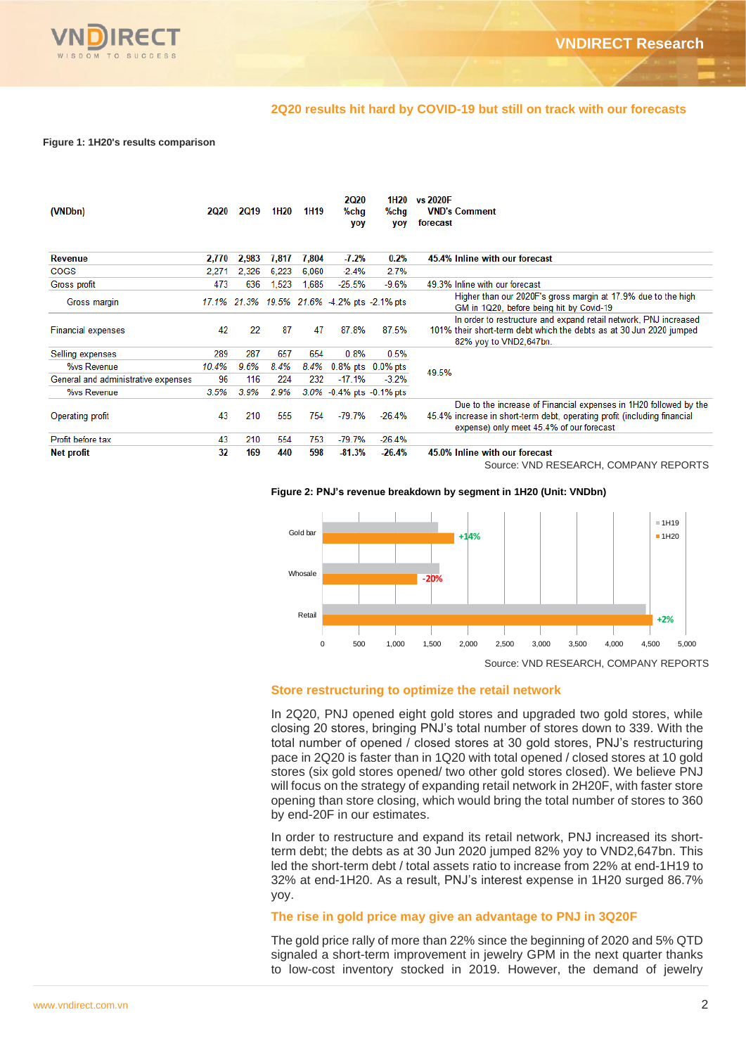## 2Q20 results hit hard by COVID-19 but still on track with our forecasts

**Figure 1: 1H20's results comparison**

| (VNDbn) | 2Q20 | 2Q19 | 1H20 | 1H19 | 2Q20 %chg yoy | 1H20 %chg yoy | vs 2020F forecast | VND's Comment |
|---|---|---|---|---|---|---|---|---|
| **Revenue** | **2,770** | **2,983** | **7,817** | **7,804** | **-7.2%** | **0.2%** | **45.4%** | **Inline with our forecast** |
| COGS | 2,271 | 2,326 | 6,223 | 6,060 | -2.4% | 2.7% | | |
| Gross profit | 473 | 636 | 1,523 | 1,685 | -25.5% | -9.6% | 49.3% | Inline with our forecast |
| Gross margin | *17.1%* | *21.3%* | *19.5%* | *21.6%* | -4.2% pts | -2.1% pts | | Higher than our 2020F's gross margin at 17.9% due to the high GM in 1Q20, before being hit by Covid-19 |
| Financial expenses | 42 | 22 | 87 | 47 | 87.8% | 87.5% | 101% | In order to restructure and expand retail network, PNJ increased their short-term debt which the debts as at 30 Jun 2020 jumped 82% yoy to VND2,647bn. |
| Selling expenses | 289 | 287 | 657 | 654 | 0.8% | 0.5% | 49.5% | |
| %vs Revenue | *10.4%* | *9.6%* | *8.4%* | *8.4%* | 0.8% pts | 0.0% pts | | |
| General and administrative expenses | 96 | 116 | 224 | 232 | -17.1% | -3.2% | | |
| %vs Revenue | *3.5%* | *3.9%* | *2.9%* | *3.0%* | -0.4% pts | -0.1% pts | | |
| Operating profit | 43 | 210 | 555 | 754 | -79.7% | -26.4% | 45.4% | Due to the increase of Financial expenses in 1H20 followed by the increase in short-term debt, operating profit (including financial expense) only meet 45.4% of our forecast |
| Profit before tax | 43 | 210 | 554 | 753 | -79.7% | -26.4% | | |
| **Net profit** | **32** | **169** | **440** | **598** | **-81.3%** | **-26.4%** | **45.0%** | **Inline with our forecast** |

Source: VND RESEARCH, COMPANY REPORTS

**Figure 2: PNJ's revenue breakdown by segment in 1H20 (Unit: VNDbn)**

| Segment | 1H19 | 1H20 | Change |
|---|---|---|---|
| Gold bar | | | +14% |
| Whosale | | | -20% |
| Retail | | | +2% |

Source: VND RESEARCH, COMPANY REPORTS

### Store restructing to optimize the retail network

In 2Q20, PNJ opened eight gold stores and upgraded two gold stores, while closing 20 stores, bringing PNJ's total number of stores down to 339. With the total number of opened / closed stores at 30 gold stores, PNJ's restructuring pace in 2Q20 is faster than in 1Q20 with total opened / closed stores at 10 gold stores (six gold stores opened/ two other gold stores closed). We believe PNJ will focus on the strategy of expanding retail network in 2H20F, with faster store opening than store closing, which would bring the total number of stores to 360 by end-20F in our estimates.

In order to restructure and expand its retail network, PNJ increased its short-term debt; the debts as at 30 Jun 2020 jumped 82% yoy to VND2,647bn. This led the short-term debt / total assets ratio to increase from 22% at end-1H19 to 32% at end-1H20. As a result, PNJ's interest expense in 1H20 surged 86.7% yoy.

### The rise in gold price may give an advantage to PNJ in 3Q20F

The gold price rally of more than 22% since the beginning of 2020 and 5% QTD signaled a short-term improvement in jewelry GPM in the next quarter thanks to low-cost inventory stocked in 2019. However, the demand of jewelry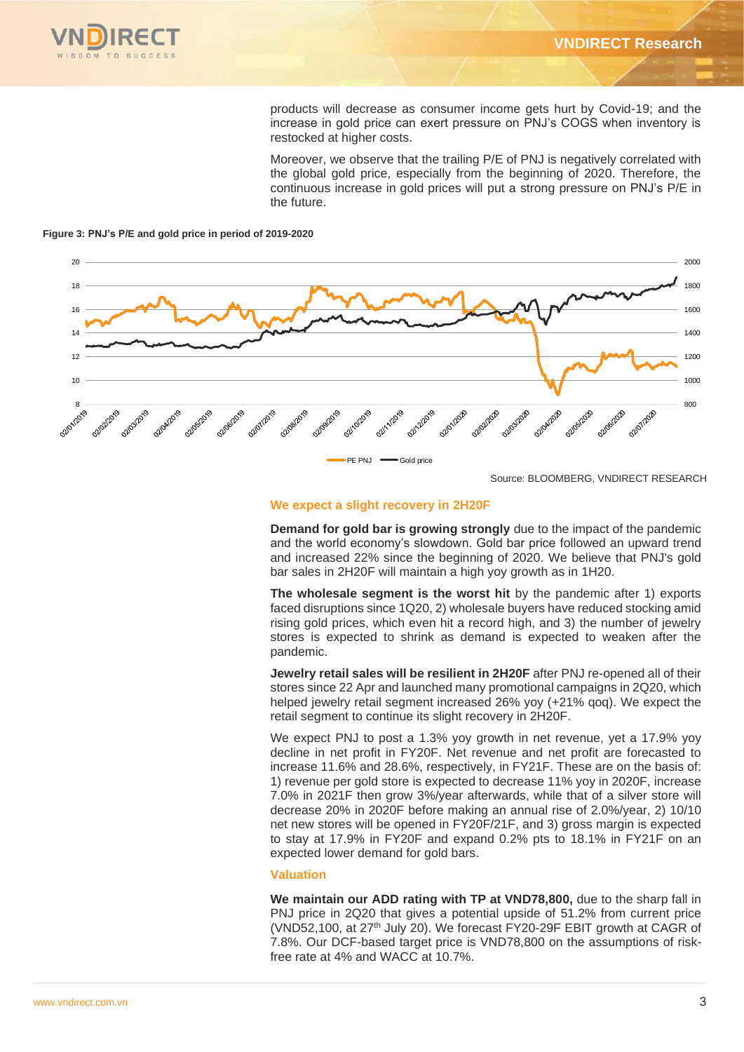products will decrease as consumer income gets hurt by Covid-19; and the increase in gold price can exert pressure on PNJ's COGS when inventory is restocked at higher costs.

Moreover, we observe that the trailing P/E of PNJ is negatively correlated with the global gold price, especially from the beginning of 2020. Therefore, the continuous increase in gold prices will put a strong pressure on PNJ's P/E in the future.

**Figure 3: PNJ's P/E and gold price in period of 2019-2020**

Source: BLOOMBERG, VNDIRECT RESEARCH

## We expect a slight recovery in 2H20F

**Demand for gold bar is growing strongly** due to the impact of the pandemic and the world economy's slowdown. Gold bar price followed an upward trend and increased 22% since the beginning of 2020. We believe that PNJ's gold bar sales in 2H20F will maintain a high yoy growth as in 1H20.

**The wholesale segment is the worst hit** by the pandemic after 1) exports faced disruptions since 1Q20, 2) wholesale buyers have reduced stocking amid rising gold prices, which even hit a record high, and 3) the number of jewelry stores is expected to shrink as demand is expected to weaken after the pandemic.

**Jewelry retail sales will be resilient in 2H20F** after PNJ re-opened all of their stores since 22 Apr and launched many promotional campaigns in 2Q20, which helped jewelry retail segment increased 26% yoy (+21% qoq). We expect the retail segment to continue its slight recovery in 2H20F.

We expect PNJ to post a 1.3% yoy growth in net revenue, yet a 17.9% yoy decline in net profit in FY20F. Net revenue and net profit are forecasted to increase 11.6% and 28.6%, respectively, in FY21F. These are on the basis of: 1) revenue per gold store is expected to decrease 11% yoy in 2020F, increase 7.0% in 2021F then grow 3%/year afterwards, while that of a silver store will decrease 20% in 2020F before making an annual rise of 2.0%/year, 2) 10/10 net new stores will be opened in FY20F/21F, and 3) gross margin is expected to stay at 17.9% in FY20F and expand 0.2% pts to 18.1% in FY21F on an expected lower demand for gold bars.

## Valuation

**We maintain our ADD rating with TP at VND78,800,** due to the sharp fall in PNJ price in 2Q20 that gives a potential upside of 51.2% from current price (VND52,100, at 27th July 20). We forecast FY20-29F EBIT growth at CAGR of 7.8%. Our DCF-based target price is VND78,800 on the assumptions of risk-free rate at 4% and WACC at 10.7%.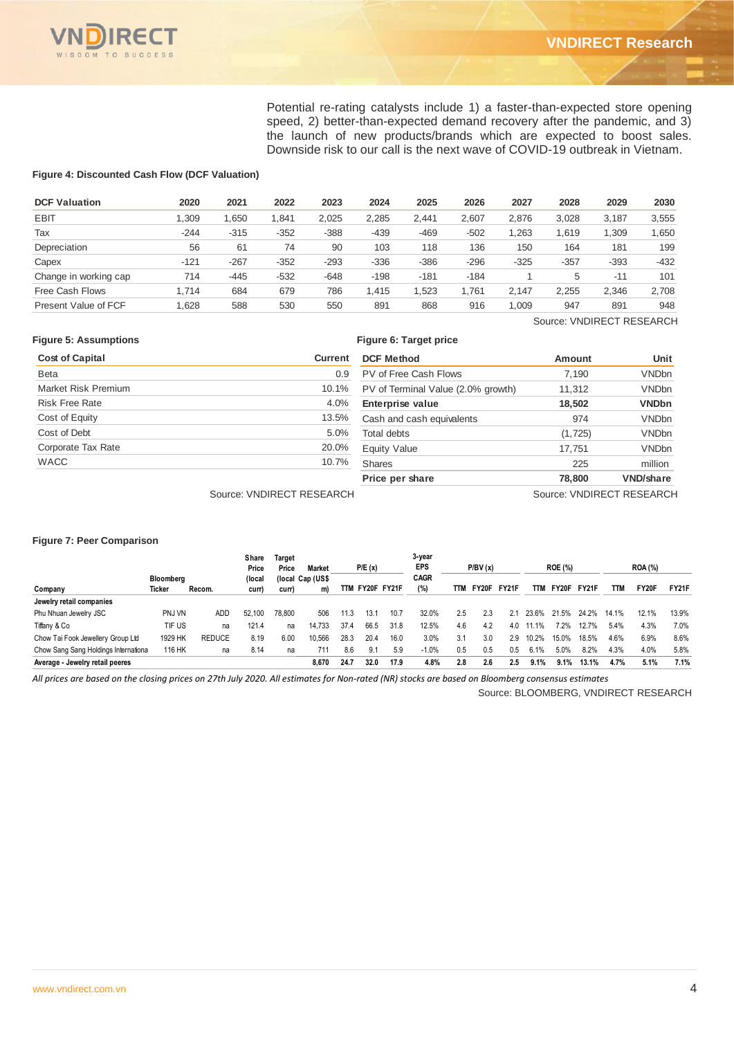Potential re-rating catalysts include 1) a faster-than-expected store opening speed, 2) better-than-expected demand recovery after the pandemic, and 3) the launch of new products/brands which are expected to boost sales. Downside risk to our call is the next wave of COVID-19 outbreak in Vietnam.

**Figure 4: Discounted Cash Flow (DCF Valuation)**

| DCF Valuation | 2020 | 2021 | 2022 | 2023 | 2024 | 2025 | 2026 | 2027 | 2028 | 2029 | 2030 |
|---|---|---|---|---|---|---|---|---|---|---|---|
| EBIT | 1,309 | 1,650 | 1,841 | 2,025 | 2,285 | 2,441 | 2,607 | 2,876 | 3,028 | 3,187 | 3,555 |
| Tax | -244 | -315 | -352 | -388 | -439 | -469 | -502 | 1,263 | 1,619 | 1,309 | 1,650 |
| Depreciation | 56 | 61 | 74 | 90 | 103 | 118 | 136 | 150 | 164 | 181 | 199 |
| Capex | -121 | -267 | -352 | -293 | -336 | -386 | -296 | -325 | -357 | -393 | -432 |
| Change in working cap | 714 | -445 | -532 | -648 | -198 | -181 | -184 | 1 | 5 | -11 | 101 |
| Free Cash Flows | 1,714 | 684 | 679 | 786 | 1,415 | 1,523 | 1,761 | 2,147 | 2,255 | 2,346 | 2,708 |
| Present Value of FCF | 1,628 | 588 | 530 | 550 | 891 | 868 | 916 | 1,009 | 947 | 891 | 948 |

Source: VNDIRECT RESEARCH

**Figure 5: Assumptions**

| Cost of Capital | Current |
|---|---|
| Beta | 0.9 |
| Market Risk Premium | 10.1% |
| Risk Free Rate | 4.0% |
| Cost of Equity | 13.5% |
| Cost of Debt | 5.0% |
| Corporate Tax Rate | 20.0% |
| WACC | 10.7% |

Source: VNDIRECT RESEARCH

**Figure 6: Target price**

| DCF Method | Amount | Unit |
|---|---|---|
| PV of Free Cash Flows | 7,190 | VNDbn |
| PV of Terminal Value (2.0% growth) | 11,312 | VNDbn |
| **Enterprise value** | **18,502** | **VNDbn** |
| Cash and cash equivalents | 974 | VNDbn |
| Total debts | (1,725) | VNDbn |
| Equity Value | 17,751 | VNDbn |
| Shares | 225 | million |
| **Price per share** | **78,800** | **VND/share** |

Source: VNDIRECT RESEARCH

**Figure 7: Peer Comparison**

| Company | Bloomberg Ticker | Recom. | Share Price (local curr) | Target Price (local curr) | Market Cap (US$ m) | P/E (x) | | | 3-year EPS CAGR (%) | P/BV (x) | | | ROE (%) | | | ROA (%) | | |
|---|---|---|---|---|---|---|---|---|---|---|---|---|---|---|---|---|---|---|
| | | | | | | TTM | FY20F | FY21F | | TTM | FY20F | FY21F | TTM | FY20F | FY21F | TTM | FY20F | FY21F |
| **Jewelry retail companies** | | | | | | | | | | | | | | | | | | |
| Phu Nhuan Jewelry JSC | PNJ VN | ADD | 52,100 | 78,800 | 506 | 11.3 | 13.1 | 10.7 | 32.0% | 2.5 | 2.3 | 2.1 | 23.6% | 21.5% | 24.2% | 14.1% | 12.1% | 13.9% |
| Tiffany & Co | TIF US | na | 121.4 | na | 14,733 | 37.4 | 66.5 | 31.8 | 12.5% | 4.6 | 4.2 | 4.0 | 11.1% | 7.2% | 12.7% | 5.4% | 4.3% | 7.0% |
| Chow Tai Fook Jewellery Group Ltd | 1929 HK | REDUCE | 8.19 | 6.00 | 10,566 | 28.3 | 20.4 | 16.0 | 3.0% | 3.1 | 3.0 | 2.9 | 10.2% | 15.0% | 18.5% | 4.6% | 6.9% | 8.6% |
| Chow Sang Sang Holdings Internationa | 116 HK | na | 8.14 | na | 711 | 8.6 | 9.1 | 5.9 | -1.0% | 0.5 | 0.5 | 0.5 | 6.1% | 5.0% | 8.2% | 4.3% | 4.0% | 5.8% |
| **Average - Jewelry retail peeres** | | | | | **8,670** | **24.7** | **32.0** | **17.9** | **4.8%** | **2.8** | **2.6** | **2.5** | **9.1%** | **9.1%** | **13.1%** | **4.7%** | **5.1%** | **7.1%** |

*All prices are based on the closing prices on 27th July 2020. All estimates for Non-rated (NR) stocks are based on Bloomberg consensus estimates*

Source: BLOOMBERG, VNDIRECT RESEARCH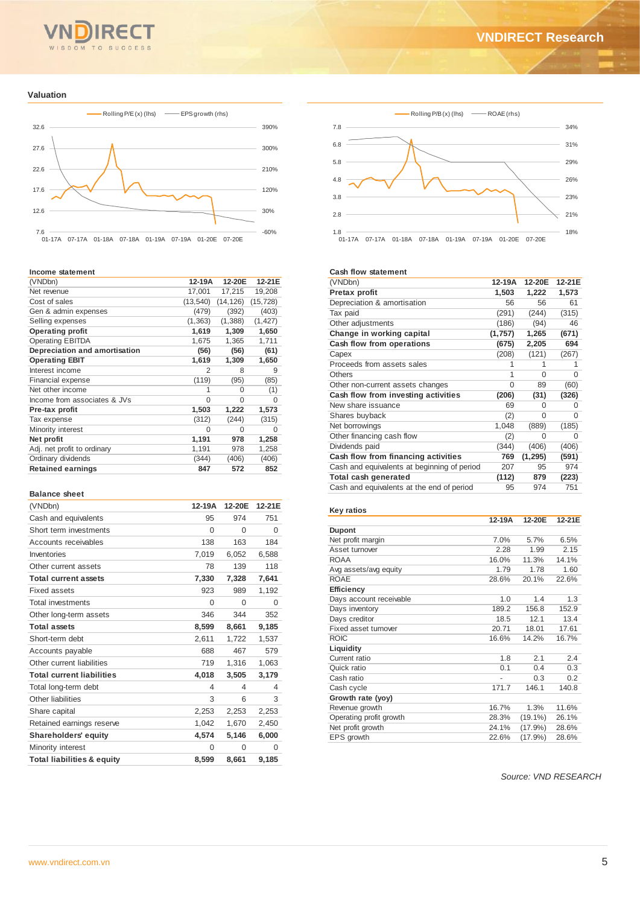## Valuation

Rolling P/E (x) (lhs) — EPS growth (rhs)

Rolling P/B (x) (lhs) — ROAE (rhs)

### Income statement

| (VNDbn) | 12-19A | 12-20E | 12-21E |
|---|---|---|---|
| Net revenue | 17,001 | 17,215 | 19,208 |
| Cost of sales | (13,540) | (14,126) | (15,728) |
| Gen & admin expenses | (479) | (392) | (403) |
| Selling expenses | (1,363) | (1,388) | (1,427) |
| **Operating profit** | **1,619** | **1,309** | **1,650** |
| Operating EBITDA | 1,675 | 1,365 | 1,711 |
| **Depreciation and amortisation** | **(56)** | **(56)** | **(61)** |
| **Operating EBIT** | **1,619** | **1,309** | **1,650** |
| Interest income | 2 | 8 | 9 |
| Financial expense | (119) | (95) | (85) |
| Net other income | 1 | 0 | (1) |
| Income from associates & JVs | 0 | 0 | 0 |
| **Pre-tax profit** | **1,503** | **1,222** | **1,573** |
| Tax expense | (312) | (244) | (315) |
| Minority interest | 0 | 0 | 0 |
| **Net profit** | **1,191** | **978** | **1,258** |
| Adj. net profit to ordinary | 1,191 | 978 | 1,258 |
| Ordinary dividends | (344) | (406) | (406) |
| **Retained earnings** | **847** | **572** | **852** |

### Balance sheet

| (VNDbn) | 12-19A | 12-20E | 12-21E |
|---|---|---|---|
| Cash and equivalents | 95 | 974 | 751 |
| Short term investments | 0 | 0 | 0 |
| Accounts receivables | 138 | 163 | 184 |
| Inventories | 7,019 | 6,052 | 6,588 |
| Other current assets | 78 | 139 | 118 |
| **Total current assets** | **7,330** | **7,328** | **7,641** |
| Fixed assets | 923 | 989 | 1,192 |
| Total investments | 0 | 0 | 0 |
| Other long-term assets | 346 | 344 | 352 |
| **Total assets** | **8,599** | **8,661** | **9,185** |
| Short-term debt | 2,611 | 1,722 | 1,537 |
| Accounts payable | 688 | 467 | 579 |
| Other current liabilities | 719 | 1,316 | 1,063 |
| **Total current liabilities** | **4,018** | **3,505** | **3,179** |
| Total long-term debt | 4 | 4 | 4 |
| Other liabilities | 3 | 6 | 3 |
| Share capital | 2,253 | 2,253 | 2,253 |
| Retained earnings reserve | 1,042 | 1,670 | 2,450 |
| **Shareholders' equity** | **4,574** | **5,146** | **6,000** |
| Minority interest | 0 | 0 | 0 |
| **Total liabilities & equity** | **8,599** | **8,661** | **9,185** |

### Cash flow statement

| (VNDbn) | 12-19A | 12-20E | 12-21E |
|---|---|---|---|
| **Pretax profit** | **1,503** | **1,222** | **1,573** |
| Depreciation & amortisation | 56 | 56 | 61 |
| Tax paid | (291) | (244) | (315) |
| Other adjustments | (186) | (94) | 46 |
| **Change in working capital** | **(1,757)** | **1,265** | **(671)** |
| **Cash flow from operations** | **(675)** | **2,205** | **694** |
| Capex | (208) | (121) | (267) |
| Proceeds from assets sales | 1 | 1 | 1 |
| Others | 1 | 0 | 0 |
| Other non-current assets changes | 0 | 89 | (60) |
| **Cash flow from investing activities** | **(206)** | **(31)** | **(326)** |
| New share issuance | 69 | 0 | 0 |
| Shares buyback | (2) | 0 | 0 |
| Net borrowings | 1,048 | (889) | (185) |
| Other financing cash flow | (2) | 0 | 0 |
| Dividends paid | (344) | (406) | (406) |
| **Cash flow from financing activities** | **769** | **(1,295)** | **(591)** |
| Cash and equivalents at beginning of period | 207 | 95 | 974 |
| **Total cash generated** | **(112)** | **879** | **(223)** |
| Cash and equivalents at the end of period | 95 | 974 | 751 |

### Key ratios

| | 12-19A | 12-20E | 12-21E |
|---|---|---|---|
| **Dupont** | | | |
| Net profit margin | 7.0% | 5.7% | 6.5% |
| Asset turnover | 2.28 | 1.99 | 2.15 |
| ROAA | 16.0% | 11.3% | 14.1% |
| Avg assets/avg equity | 1.79 | 1.78 | 1.60 |
| ROAE | 28.6% | 20.1% | 22.6% |
| **Efficiency** | | | |
| Days account receivable | 1.0 | 1.4 | 1.3 |
| Days inventory | 189.2 | 156.8 | 152.9 |
| Days creditor | 18.5 | 12.1 | 13.4 |
| Fixed asset turnover | 20.71 | 18.01 | 17.61 |
| ROIC | 16.6% | 14.2% | 16.7% |
| **Liquidity** | | | |
| Current ratio | 1.8 | 2.1 | 2.4 |
| Quick ratio | 0.1 | 0.4 | 0.3 |
| Cash ratio | - | 0.3 | 0.2 |
| Cash cycle | 171.7 | 146.1 | 140.8 |
| **Growth rate (yoy)** | | | |
| Revenue growth | 16.7% | 1.3% | 11.6% |
| Operating profit growth | 28.3% | (19.1%) | 26.1% |
| Net profit growth | 24.1% | (17.9%) | 28.6% |
| EPS growth | 22.6% | (17.9%) | 28.6% |

*Source: VND RESEARCH*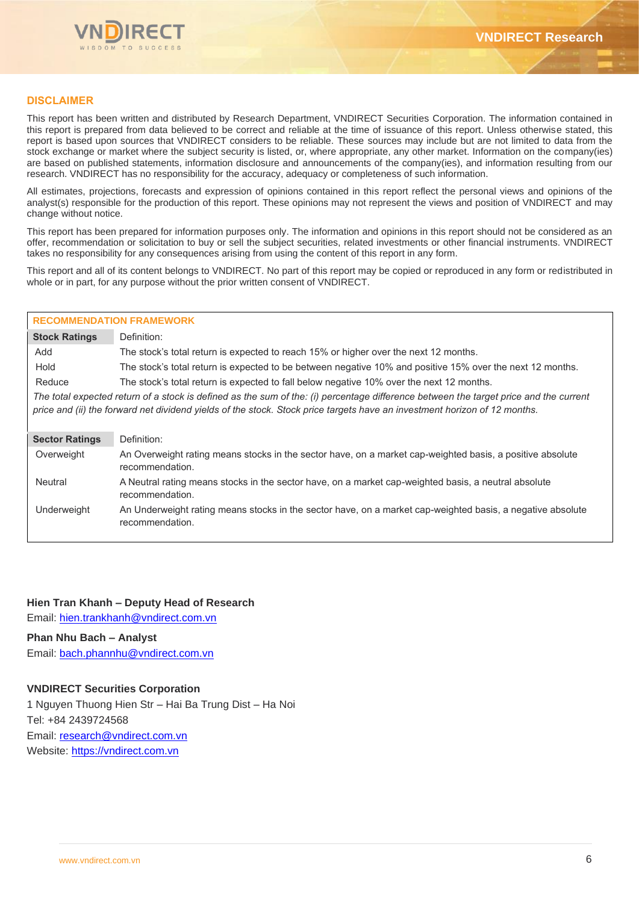## DISCLAIMER

This report has been written and distributed by Research Department, VNDIRECT Securities Corporation. The information contained in this report is prepared from data believed to be correct and reliable at the time of issuance of this report. Unless otherwise stated, this report is based upon sources that VNDIRECT considers to be reliable. These sources may include but are not limited to data from the stock exchange or market where the subject security is listed, or, where appropriate, any other market. Information on the company(ies) are based on published statements, information disclosure and announcements of the company(ies), and information resulting from our research. VNDIRECT has no responsibility for the accuracy, adequacy or completeness of such information.

All estimates, projections, forecasts and expression of opinions contained in this report reflect the personal views and opinions of the analyst(s) responsible for the production of this report. These opinions may not represent the views and position of VNDIRECT and may change without notice.

This report has been prepared for information purposes only. The information and opinions in this report should not be considered as an offer, recommendation or solicitation to buy or sell the subject securities, related investments or other financial instruments. VNDIRECT takes no responsibility for any consequences arising from using the content of this report in any form.

This report and all of its content belongs to VNDIRECT. No part of this report may be copied or reproduced in any form or redistributed in whole or in part, for any purpose without the prior written consent of VNDIRECT.

### RECOMMENDATION FRAMEWORK

| Stock Ratings | Definition: |
|---|---|
| Add | The stock's total return is expected to reach 15% or higher over the next 12 months. |
| Hold | The stock's total return is expected to be between negative 10% and positive 15% over the next 12 months. |
| Reduce | The stock's total return is expected to fall below negative 10% over the next 12 months. |

*The total expected return of a stock is defined as the sum of the: (i) percentage difference between the target price and the current price and (ii) the forward net dividend yields of the stock. Stock price targets have an investment horizon of 12 months.*

| Sector Ratings | Definition: |
|---|---|
| Overweight | An Overweight rating means stocks in the sector have, on a market cap-weighted basis, a positive absolute recommendation. |
| Neutral | A Neutral rating means stocks in the sector have, on a market cap-weighted basis, a neutral absolute recommendation. |
| Underweight | An Underweight rating means stocks in the sector have, on a market cap-weighted basis, a negative absolute recommendation. |

**Hien Tran Khanh – Deputy Head of Research**
Email: hien.trankhanh@vndirect.com.vn

**Phan Nhu Bach – Analyst**
Email: bach.phannhu@vndirect.com.vn

**VNDIRECT Securities Corporation**
1 Nguyen Thuong Hien Str – Hai Ba Trung Dist – Ha Noi
Tel: +84 2439724568
Email: research@vndirect.com.vn
Website: https://vndirect.com.vn